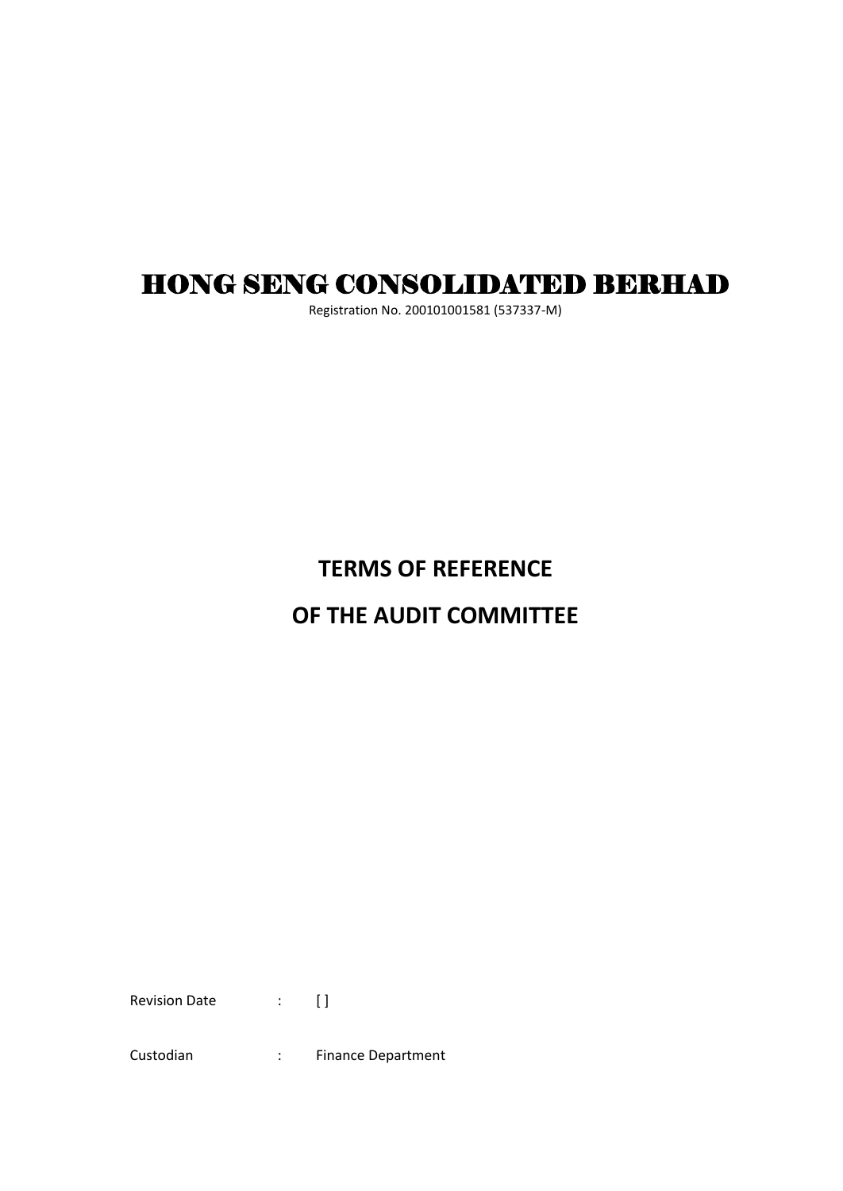# HONG SENG CONSOLIDATED BERHAD

Registration No. 200101001581 (537337-M)

## TERMS OF REFERENCE

## OF THE AUDIT COMMITTEE

Revision Date : [ ]

Custodian : Finance Department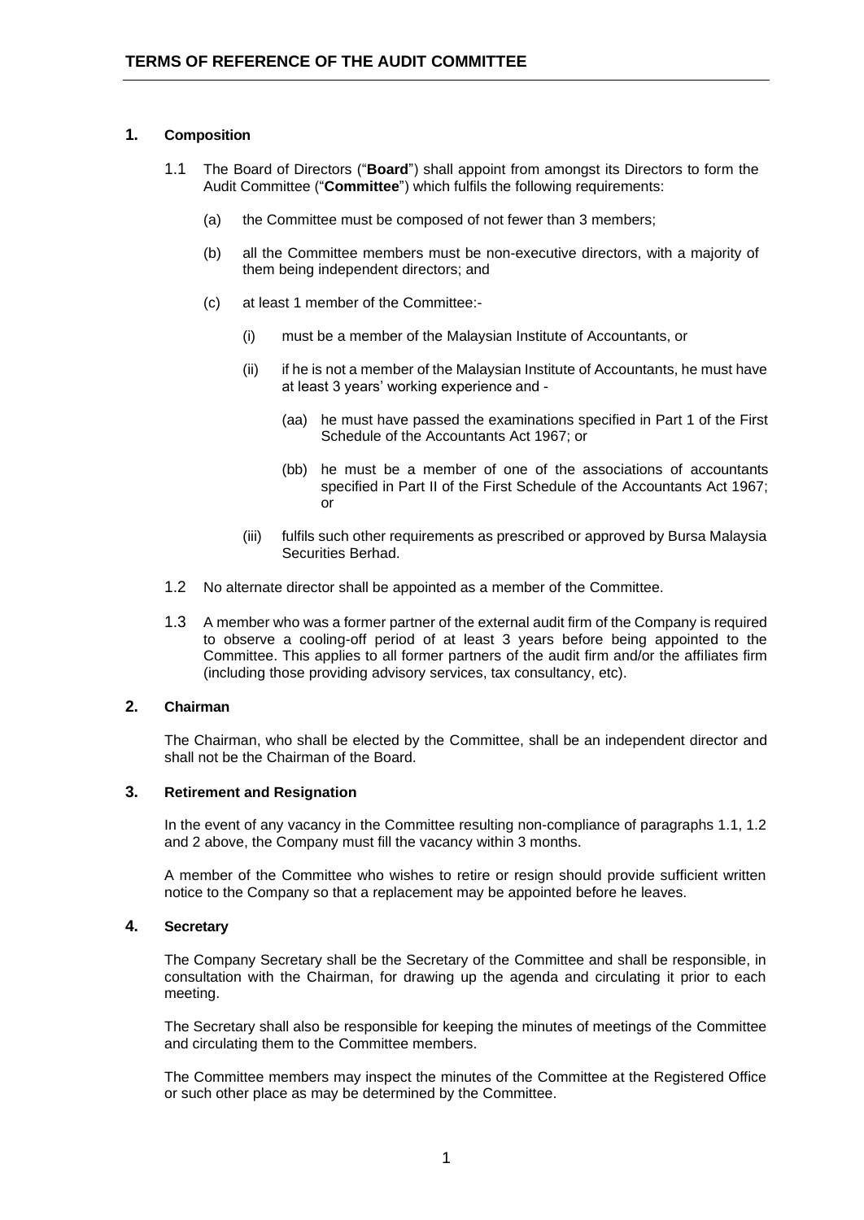# TERMS OF REFERENCE OF THE AUDIT COMMITTEE

## 1. Composition

1.1 The Board of Directors ("**Board**") shall appoint from amongst its Directors to form the Audit Committee ("**Committee**") which fulfils the following requirements:

(a) the Committee must be composed of not fewer than 3 members;

(b) all the Committee members must be non-executive directors, with a majority of them being independent directors; and

(c) at least 1 member of the Committee:-

(i) must be a member of the Malaysian Institute of Accountants, or

(ii) if he is not a member of the Malaysian Institute of Accountants, he must have at least 3 years' working experience and -

(aa) he must have passed the examinations specified in Part 1 of the First Schedule of the Accountants Act 1967; or

(bb) he must be a member of one of the associations of accountants specified in Part II of the First Schedule of the Accountants Act 1967; or

(iii) fulfils such other requirements as prescribed or approved by Bursa Malaysia Securities Berhad.

1.2 No alternate director shall be appointed as a member of the Committee.

1.3 A member who was a former partner of the external audit firm of the Company is required to observe a cooling-off period of at least 3 years before being appointed to the Committee. This applies to all former partners of the audit firm and/or the affiliates firm (including those providing advisory services, tax consultancy, etc).

## 2. Chairman

The Chairman, who shall be elected by the Committee, shall be an independent director and shall not be the Chairman of the Board.

## 3. Retirement and Resignation

In the event of any vacancy in the Committee resulting non-compliance of paragraphs 1.1, 1.2 and 2 above, the Company must fill the vacancy within 3 months.

A member of the Committee who wishes to retire or resign should provide sufficient written notice to the Company so that a replacement may be appointed before he leaves.

## 4. Secretary

The Company Secretary shall be the Secretary of the Committee and shall be responsible, in consultation with the Chairman, for drawing up the agenda and circulating it prior to each meeting.

The Secretary shall also be responsible for keeping the minutes of meetings of the Committee and circulating them to the Committee members.

The Committee members may inspect the minutes of the Committee at the Registered Office or such other place as may be determined by the Committee.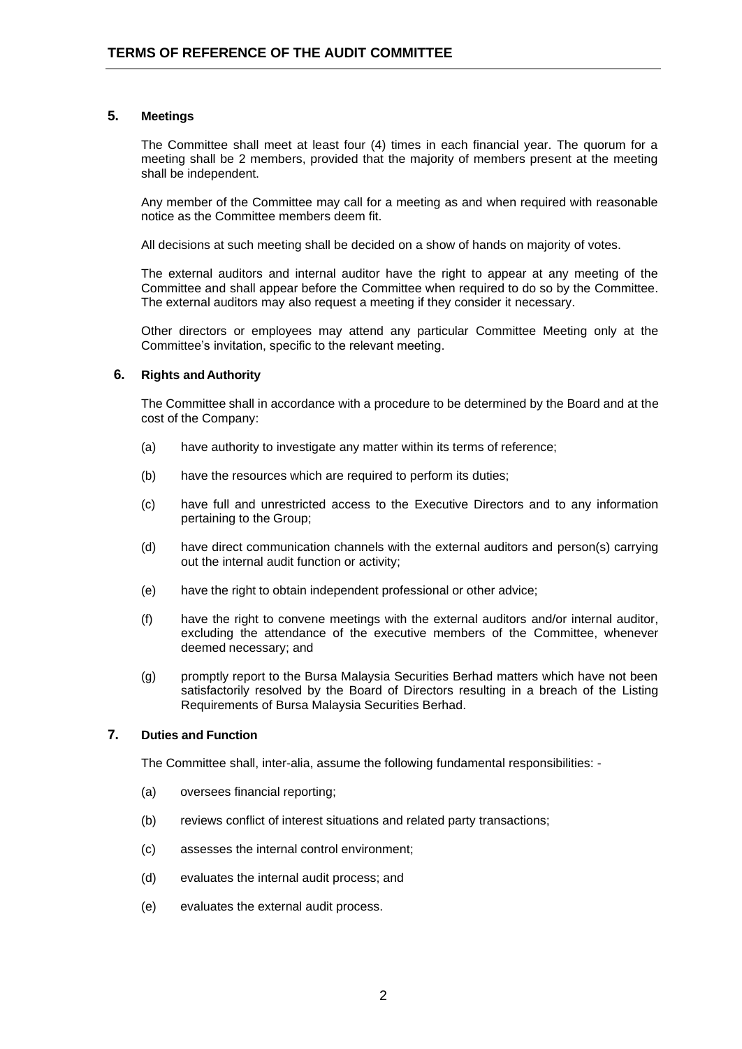## 5. Meetings

The Committee shall meet at least four (4) times in each financial year. The quorum for a meeting shall be 2 members, provided that the majority of members present at the meeting shall be independent.

Any member of the Committee may call for a meeting as and when required with reasonable notice as the Committee members deem fit.

All decisions at such meeting shall be decided on a show of hands on majority of votes.

The external auditors and internal auditor have the right to appear at any meeting of the Committee and shall appear before the Committee when required to do so by the Committee. The external auditors may also request a meeting if they consider it necessary.

Other directors or employees may attend any particular Committee Meeting only at the Committee's invitation, specific to the relevant meeting.

## 6. Rights and Authority

The Committee shall in accordance with a procedure to be determined by the Board and at the cost of the Company:

(a) have authority to investigate any matter within its terms of reference;

(b) have the resources which are required to perform its duties;

(c) have full and unrestricted access to the Executive Directors and to any information pertaining to the Group;

(d) have direct communication channels with the external auditors and person(s) carrying out the internal audit function or activity;

(e) have the right to obtain independent professional or other advice;

(f) have the right to convene meetings with the external auditors and/or internal auditor, excluding the attendance of the executive members of the Committee, whenever deemed necessary; and

(g) promptly report to the Bursa Malaysia Securities Berhad matters which have not been satisfactorily resolved by the Board of Directors resulting in a breach of the Listing Requirements of Bursa Malaysia Securities Berhad.

## 7. Duties and Function

The Committee shall, inter-alia, assume the following fundamental responsibilities: -

(a) oversees financial reporting;

(b) reviews conflict of interest situations and related party transactions;

(c) assesses the internal control environment;

(d) evaluates the internal audit process; and

(e) evaluates the external audit process.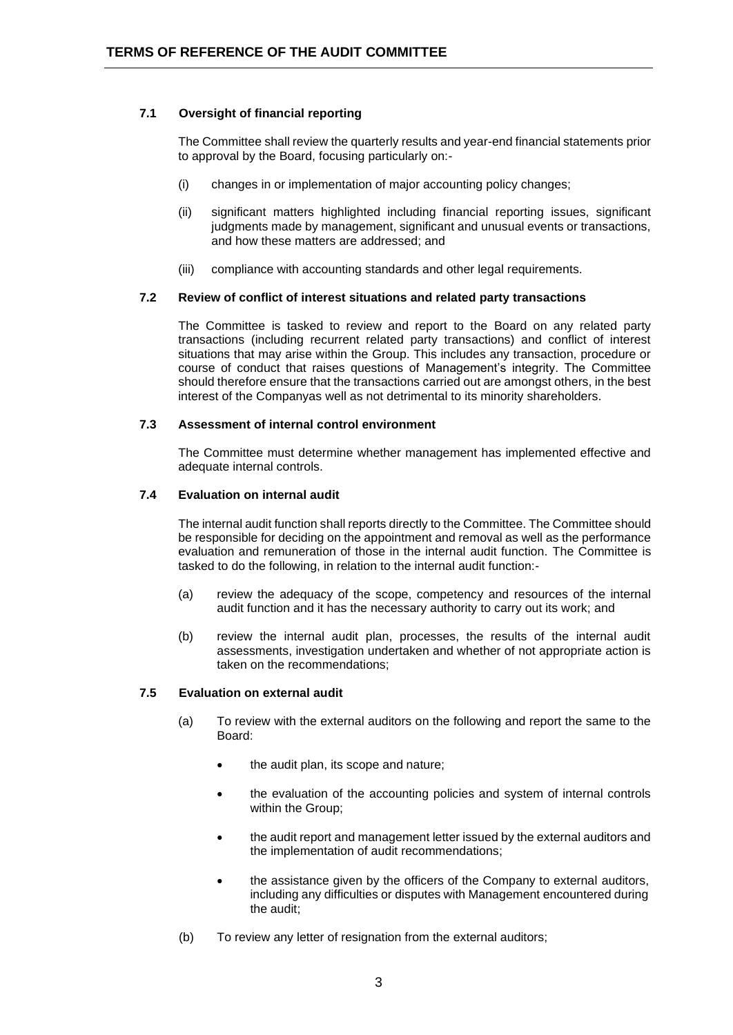### 7.1 Oversight of financial reporting

The Committee shall review the quarterly results and year-end financial statements prior to approval by the Board, focusing particularly on:-

(i) changes in or implementation of major accounting policy changes;

(ii) significant matters highlighted including financial reporting issues, significant judgments made by management, significant and unusual events or transactions, and how these matters are addressed; and

(iii) compliance with accounting standards and other legal requirements.

### 7.2 Review of conflict of interest situations and related party transactions

The Committee is tasked to review and report to the Board on any related party transactions (including recurrent related party transactions) and conflict of interest situations that may arise within the Group. This includes any transaction, procedure or course of conduct that raises questions of Management's integrity. The Committee should therefore ensure that the transactions carried out are amongst others, in the best interest of the Companyas well as not detrimental to its minority shareholders.

### 7.3 Assessment of internal control environment

The Committee must determine whether management has implemented effective and adequate internal controls.

### 7.4 Evaluation on internal audit

The internal audit function shall reports directly to the Committee. The Committee should be responsible for deciding on the appointment and removal as well as the performance evaluation and remuneration of those in the internal audit function. The Committee is tasked to do the following, in relation to the internal audit function:-

(a) review the adequacy of the scope, competency and resources of the internal audit function and it has the necessary authority to carry out its work; and

(b) review the internal audit plan, processes, the results of the internal audit assessments, investigation undertaken and whether of not appropriate action is taken on the recommendations;

### 7.5 Evaluation on external audit

(a) To review with the external auditors on the following and report the same to the Board:

- the audit plan, its scope and nature;
- the evaluation of the accounting policies and system of internal controls within the Group;
- the audit report and management letter issued by the external auditors and the implementation of audit recommendations;
- the assistance given by the officers of the Company to external auditors, including any difficulties or disputes with Management encountered during the audit;

(b) To review any letter of resignation from the external auditors;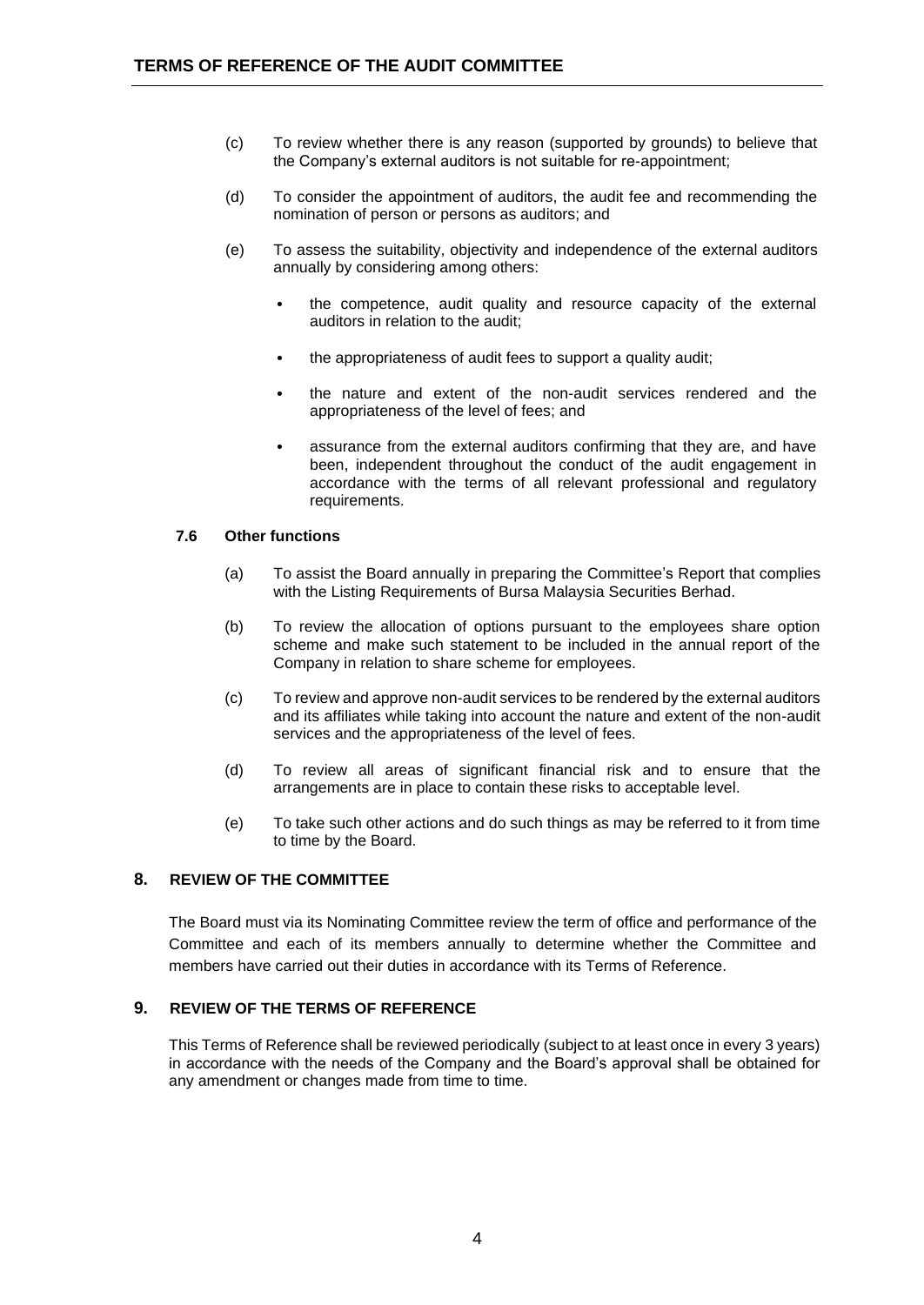(c) To review whether there is any reason (supported by grounds) to believe that the Company's external auditors is not suitable for re-appointment;

(d) To consider the appointment of auditors, the audit fee and recommending the nomination of person or persons as auditors; and

(e) To assess the suitability, objectivity and independence of the external auditors annually by considering among others:

- the competence, audit quality and resource capacity of the external auditors in relation to the audit;
- the appropriateness of audit fees to support a quality audit;
- the nature and extent of the non-audit services rendered and the appropriateness of the level of fees; and
- assurance from the external auditors confirming that they are, and have been, independent throughout the conduct of the audit engagement in accordance with the terms of all relevant professional and regulatory requirements.

### 7.6 Other functions

(a) To assist the Board annually in preparing the Committee's Report that complies with the Listing Requirements of Bursa Malaysia Securities Berhad.

(b) To review the allocation of options pursuant to the employees share option scheme and make such statement to be included in the annual report of the Company in relation to share scheme for employees.

(c) To review and approve non-audit services to be rendered by the external auditors and its affiliates while taking into account the nature and extent of the non-audit services and the appropriateness of the level of fees.

(d) To review all areas of significant financial risk and to ensure that the arrangements are in place to contain these risks to acceptable level.

(e) To take such other actions and do such things as may be referred to it from time to time by the Board.

## 8. REVIEW OF THE COMMITTEE

The Board must via its Nominating Committee review the term of office and performance of the Committee and each of its members annually to determine whether the Committee and members have carried out their duties in accordance with its Terms of Reference.

## 9. REVIEW OF THE TERMS OF REFERENCE

This Terms of Reference shall be reviewed periodically (subject to at least once in every 3 years) in accordance with the needs of the Company and the Board's approval shall be obtained for any amendment or changes made from time to time.